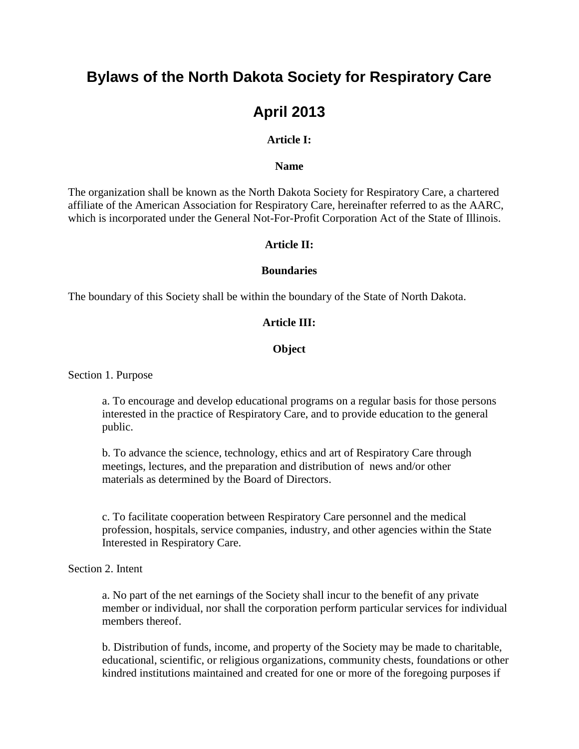# Bylaws of the North Dakota Society for Respiratory Care

# April 2013

## Article I:

## Name

The organization shall be known as the North Dakota Society for Respiratory Care, a chartered affiliate of the American Association for Respiratory Care, hereinafter referred to as the AARC, which is incorporated under the General Not-For-Profit Corporation Act of the State of Illinois.

## Article II:

## Boundaries

The boundary of this Society shall be within the boundary of the State of North Dakota.

## Article III:

## Object

Section 1. Purpose

a. To encourage and develop educational programs on a regular basis for those persons interested in the practice of Respiratory Care, and to provide education to the general public.

b. To advance the science, technology, ethics and art of Respiratory Care through meetings, lectures, and the preparation and distribution of news and/or other materials as determined by the Board of Directors.

c. To facilitate cooperation between Respiratory Care personnel and the medical profession, hospitals, service companies, industry, and other agencies within the State Interested in Respiratory Care.

Section 2. Intent

a. No part of the net earnings of the Society shall incur to the benefit of any private member or individual, nor shall the corporation perform particular services for individual members thereof.

b. Distribution of funds, income, and property of the Society may be made to charitable, educational, scientific, or religious organizations, community chests, foundations or other kindred institutions maintained and created for one or more of the foregoing purposes if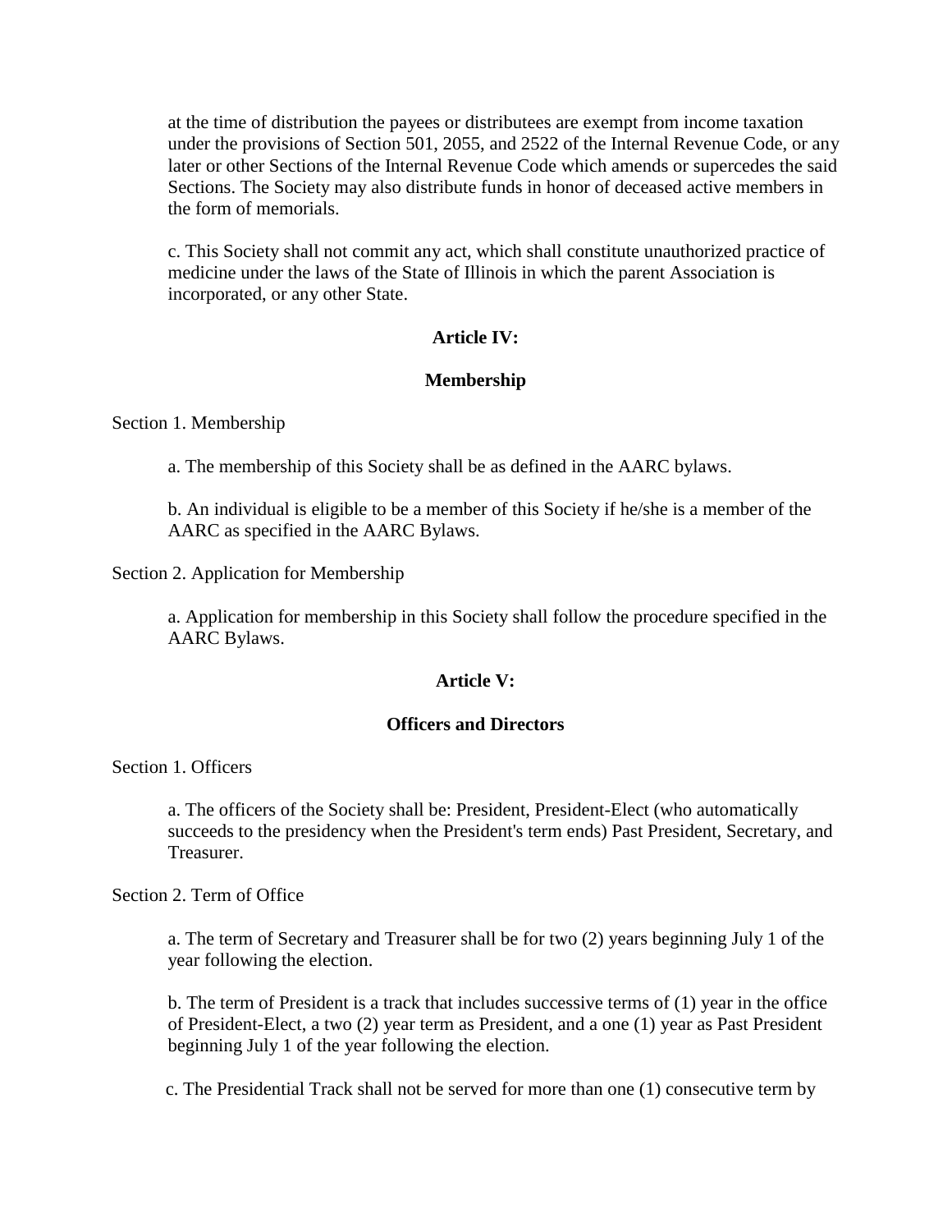at the time of distribution the payees or distributees are exempt from income taxation under the provisions of Section 501, 2055, and 2522 of the Internal Revenue Code, or any later or other Sections of the Internal Revenue Code which amends or supercedes the said Sections. The Society may also distribute funds in honor of deceased active members in the form of memorials.

c. This Society shall not commit any act, which shall constitute unauthorized practice of medicine under the laws of the State of Illinois in which the parent Association is incorporated, or any other State.

## Article IV:

## Membership

Section 1. Membership

a. The membership of this Society shall be as defined in the AARC bylaws.

b. An individual is eligible to be a member of this Society if he/she is a member of the AARC as specified in the AARC Bylaws.

Section 2. Application for Membership

a. Application for membership in this Society shall follow the procedure specified in the AARC Bylaws.

## Article V:

## Officers and Directors

Section 1. Officers

a. The officers of the Society shall be: President, President-Elect (who automatically succeeds to the presidency when the President's term ends) Past President, Secretary, and Treasurer.

Section 2. Term of Office

a. The term of Secretary and Treasurer shall be for two (2) years beginning July 1 of the year following the election.

b. The term of President is a track that includes successive terms of (1) year in the office of President-Elect, a two (2) year term as President, and a one (1) year as Past President beginning July 1 of the year following the election.

c. The Presidential Track shall not be served for more than one (1) consecutive term by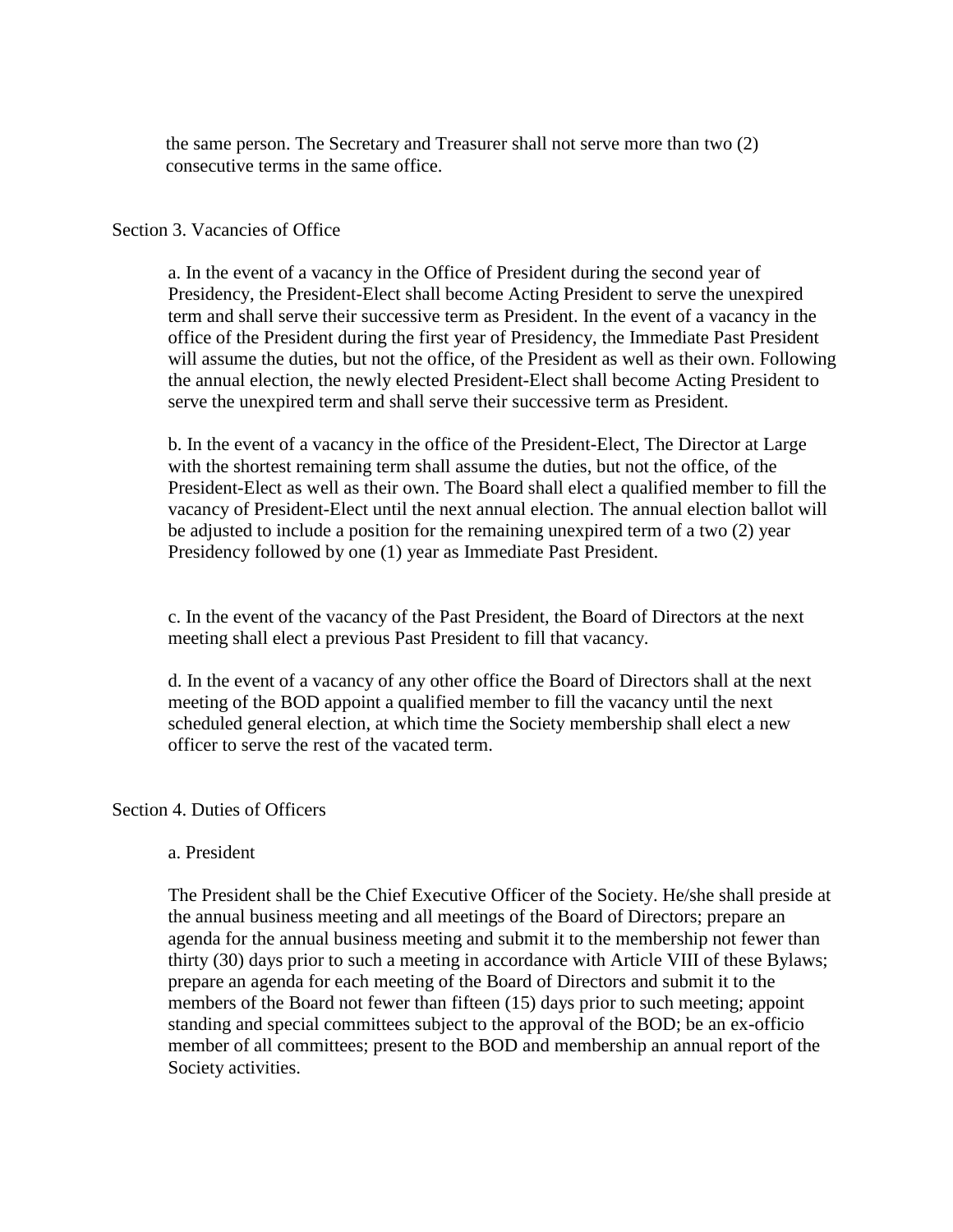the same person. The Secretary and Treasurer shall not serve more than two (2) consecutive terms in the same office.

## Section 3. Vacancies of Office

a. In the event of a vacancy in the Office of President during the second year of Presidency, the President-Elect shall become Acting President to serve the unexpired term and shall serve their successive term as President. In the event of a vacancy in the office of the President during the first year of Presidency, the Immediate Past President will assume the duties, but not the office, of the President as well as their own. Following the annual election, the newly elected President-Elect shall become Acting President to serve the unexpired term and shall serve their successive term as President.

b. In the event of a vacancy in the office of the President-Elect, The Director at Large with the shortest remaining term shall assume the duties, but not the office, of the President-Elect as well as their own. The Board shall elect a qualified member to fill the vacancy of President-Elect until the next annual election. The annual election ballot will be adjusted to include a position for the remaining unexpired term of a two (2) year Presidency followed by one (1) year as Immediate Past President.

c. In the event of the vacancy of the Past President, the Board of Directors at the next meeting shall elect a previous Past President to fill that vacancy.

d. In the event of a vacancy of any other office the Board of Directors shall at the next meeting of the BOD appoint a qualified member to fill the vacancy until the next scheduled general election, at which time the Society membership shall elect a new officer to serve the rest of the vacated term.

## Section 4. Duties of Officers

a. President

The President shall be the Chief Executive Officer of the Society. He/she shall preside at the annual business meeting and all meetings of the Board of Directors; prepare an agenda for the annual business meeting and submit it to the membership not fewer than thirty (30) days prior to such a meeting in accordance with Article VIII of these Bylaws; prepare an agenda for each meeting of the Board of Directors and submit it to the members of the Board not fewer than fifteen (15) days prior to such meeting; appoint standing and special committees subject to the approval of the BOD; be an ex-officio member of all committees; present to the BOD and membership an annual report of the Society activities.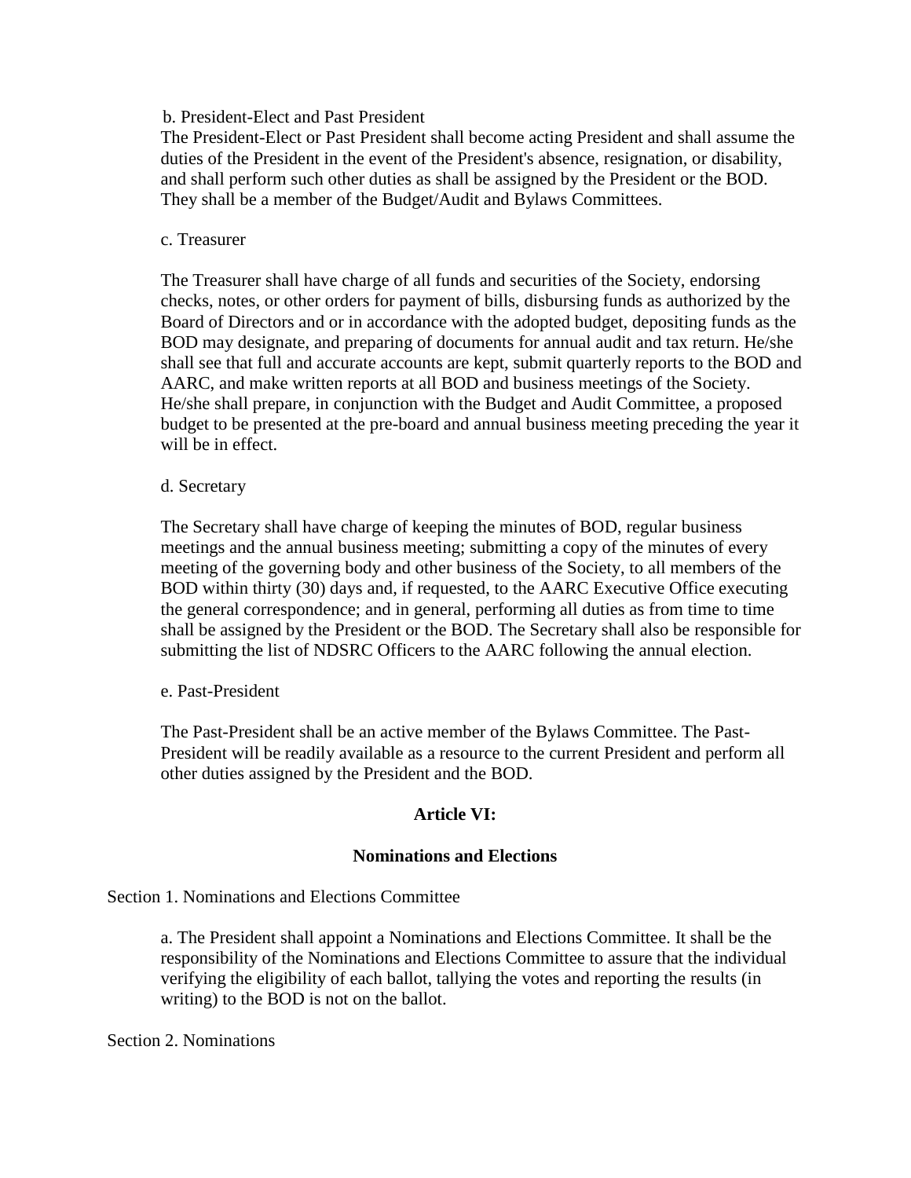b. President-Elect and Past President

The President-Elect or Past President shall become acting President and shall assume the duties of the President in the event of the President's absence, resignation, or disability, and shall perform such other duties as shall be assigned by the President or the BOD. They shall be a member of the Budget/Audit and Bylaws Committees.

c. Treasurer

The Treasurer shall have charge of all funds and securities of the Society, endorsing checks, notes, or other orders for payment of bills, disbursing funds as authorized by the Board of Directors and or in accordance with the adopted budget, depositing funds as the BOD may designate, and preparing of documents for annual audit and tax return. He/she shall see that full and accurate accounts are kept, submit quarterly reports to the BOD and AARC, and make written reports at all BOD and business meetings of the Society. He/she shall prepare, in conjunction with the Budget and Audit Committee, a proposed budget to be presented at the pre-board and annual business meeting preceding the year it will be in effect.

d. Secretary

The Secretary shall have charge of keeping the minutes of BOD, regular business meetings and the annual business meeting; submitting a copy of the minutes of every meeting of the governing body and other business of the Society, to all members of the BOD within thirty (30) days and, if requested, to the AARC Executive Office executing the general correspondence; and in general, performing all duties as from time to time shall be assigned by the President or the BOD. The Secretary shall also be responsible for submitting the list of NDSRC Officers to the AARC following the annual election.

e. Past-President

The Past-President shall be an active member of the Bylaws Committee. The Past-President will be readily available as a resource to the current President and perform all other duties assigned by the President and the BOD.

## Article VI:

## Nominations and Elections

Section 1. Nominations and Elections Committee

a. The President shall appoint a Nominations and Elections Committee. It shall be the responsibility of the Nominations and Elections Committee to assure that the individual verifying the eligibility of each ballot, tallying the votes and reporting the results (in writing) to the BOD is not on the ballot.

Section 2. Nominations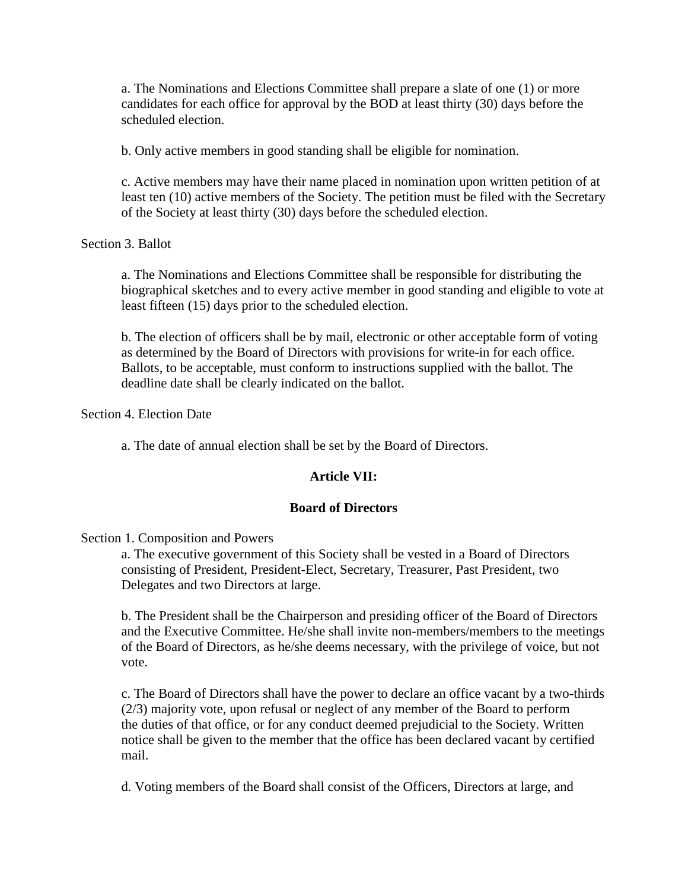a. The Nominations and Elections Committee shall prepare a slate of one (1) or more candidates for each office for approval by the BOD at least thirty (30) days before the scheduled election.

b. Only active members in good standing shall be eligible for nomination.

c. Active members may have their name placed in nomination upon written petition of at least ten (10) active members of the Society. The petition must be filed with the Secretary of the Society at least thirty (30) days before the scheduled election.

Section 3. Ballot

a. The Nominations and Elections Committee shall be responsible for distributing the biographical sketches and to every active member in good standing and eligible to vote at least fifteen (15) days prior to the scheduled election.

b. The election of officers shall be by mail, electronic or other acceptable form of voting as determined by the Board of Directors with provisions for write-in for each office. Ballots, to be acceptable, must conform to instructions supplied with the ballot. The deadline date shall be clearly indicated on the ballot.

Section 4. Election Date

a. The date of annual election shall be set by the Board of Directors.

## Article VII:

## Board of Directors

Section 1. Composition and Powers

a. The executive government of this Society shall be vested in a Board of Directors consisting of President, President-Elect, Secretary, Treasurer, Past President, two Delegates and two Directors at large.

b. The President shall be the Chairperson and presiding officer of the Board of Directors and the Executive Committee. He/she shall invite non-members/members to the meetings of the Board of Directors, as he/she deems necessary, with the privilege of voice, but not vote.

c. The Board of Directors shall have the power to declare an office vacant by a two-thirds (2/3) majority vote, upon refusal or neglect of any member of the Board to perform the duties of that office, or for any conduct deemed prejudicial to the Society. Written notice shall be given to the member that the office has been declared vacant by certified mail.

d. Voting members of the Board shall consist of the Officers, Directors at large, and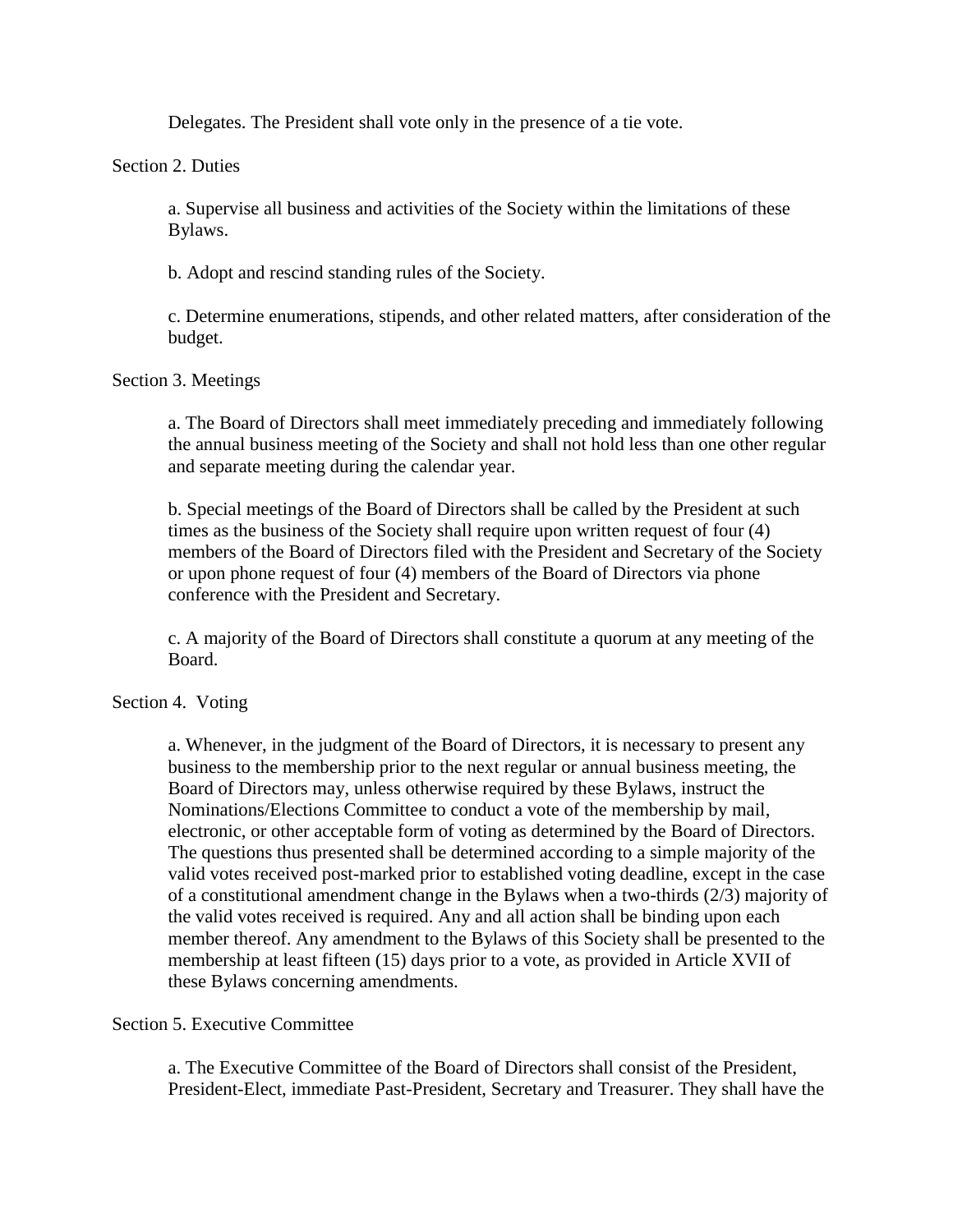Delegates. The President shall vote only in the presence of a tie vote.

Section 2. Duties

a. Supervise all business and activities of the Society within the limitations of these Bylaws.

b. Adopt and rescind standing rules of the Society.

c. Determine enumerations, stipends, and other related matters, after consideration of the budget.

Section 3. Meetings

a. The Board of Directors shall meet immediately preceding and immediately following the annual business meeting of the Society and shall not hold less than one other regular and separate meeting during the calendar year.

b. Special meetings of the Board of Directors shall be called by the President at such times as the business of the Society shall require upon written request of four (4) members of the Board of Directors filed with the President and Secretary of the Society or upon phone request of four (4) members of the Board of Directors via phone conference with the President and Secretary.

c. A majority of the Board of Directors shall constitute a quorum at any meeting of the Board.

Section 4. Voting

a. Whenever, in the judgment of the Board of Directors, it is necessary to present any business to the membership prior to the next regular or annual business meeting, the Board of Directors may, unless otherwise required by these Bylaws, instruct the Nominations/Elections Committee to conduct a vote of the membership by mail, electronic, or other acceptable form of voting as determined by the Board of Directors. The questions thus presented shall be determined according to a simple majority of the valid votes received post-marked prior to established voting deadline, except in the case of a constitutional amendment change in the Bylaws when a two-thirds (2/3) majority of the valid votes received is required. Any and all action shall be binding upon each member thereof. Any amendment to the Bylaws of this Society shall be presented to the membership at least fifteen (15) days prior to a vote, as provided in Article XVII of these Bylaws concerning amendments.

Section 5. Executive Committee

a. The Executive Committee of the Board of Directors shall consist of the President, President-Elect, immediate Past-President, Secretary and Treasurer. They shall have the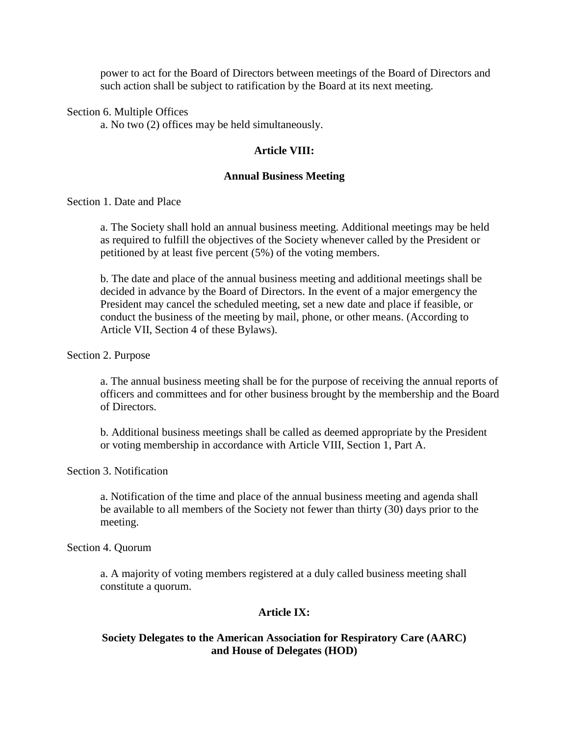power to act for the Board of Directors between meetings of the Board of Directors and such action shall be subject to ratification by the Board at its next meeting.

Section 6. Multiple Offices

a. No two (2) offices may be held simultaneously.

## Article VIII:

## Annual Business Meeting

Section 1. Date and Place

a. The Society shall hold an annual business meeting. Additional meetings may be held as required to fulfill the objectives of the Society whenever called by the President or petitioned by at least five percent (5%) of the voting members.

b. The date and place of the annual business meeting and additional meetings shall be decided in advance by the Board of Directors. In the event of a major emergency the President may cancel the scheduled meeting, set a new date and place if feasible, or conduct the business of the meeting by mail, phone, or other means. (According to Article VII, Section 4 of these Bylaws).

Section 2. Purpose

a. The annual business meeting shall be for the purpose of receiving the annual reports of officers and committees and for other business brought by the membership and the Board of Directors.

b. Additional business meetings shall be called as deemed appropriate by the President or voting membership in accordance with Article VIII, Section 1, Part A.

Section 3. Notification

a. Notification of the time and place of the annual business meeting and agenda shall be available to all members of the Society not fewer than thirty (30) days prior to the meeting.

Section 4. Quorum

a. A majority of voting members registered at a duly called business meeting shall constitute a quorum.

## Article IX:

## Society Delegates to the American Association for Respiratory Care (AARC) and House of Delegates (HOD)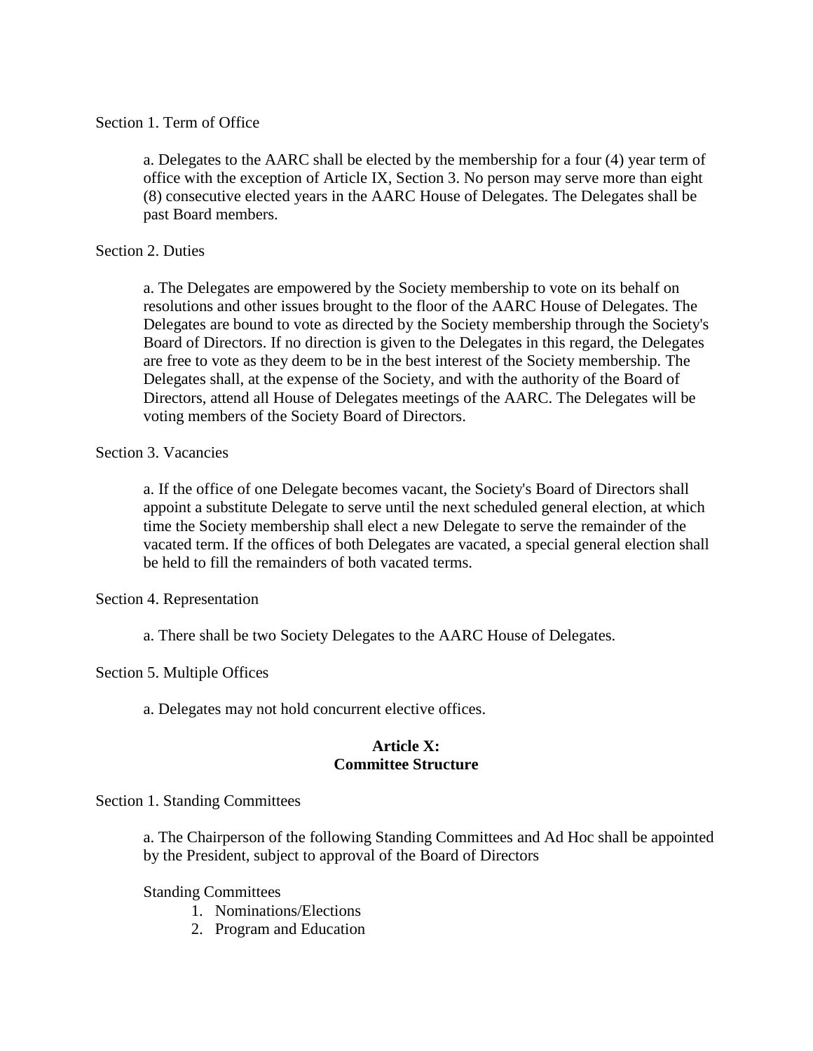Section 1. Term of Office

a. Delegates to the AARC shall be elected by the membership for a four (4) year term of office with the exception of Article IX, Section 3. No person may serve more than eight (8) consecutive elected years in the AARC House of Delegates. The Delegates shall be past Board members.

Section 2. Duties

a. The Delegates are empowered by the Society membership to vote on its behalf on resolutions and other issues brought to the floor of the AARC House of Delegates. The Delegates are bound to vote as directed by the Society membership through the Society's Board of Directors. If no direction is given to the Delegates in this regard, the Delegates are free to vote as they deem to be in the best interest of the Society membership. The Delegates shall, at the expense of the Society, and with the authority of the Board of Directors, attend all House of Delegates meetings of the AARC. The Delegates will be voting members of the Society Board of Directors.

Section 3. Vacancies

a. If the office of one Delegate becomes vacant, the Society's Board of Directors shall appoint a substitute Delegate to serve until the next scheduled general election, at which time the Society membership shall elect a new Delegate to serve the remainder of the vacated term. If the offices of both Delegates are vacated, a special general election shall be held to fill the remainders of both vacated terms.

Section 4. Representation

a. There shall be two Society Delegates to the AARC House of Delegates.

Section 5. Multiple Offices

a. Delegates may not hold concurrent elective offices.

## Article X:
## Committee Structure

Section 1. Standing Committees

a. The Chairperson of the following Standing Committees and Ad Hoc shall be appointed by the President, subject to approval of the Board of Directors

Standing Committees

1. Nominations/Elections
2. Program and Education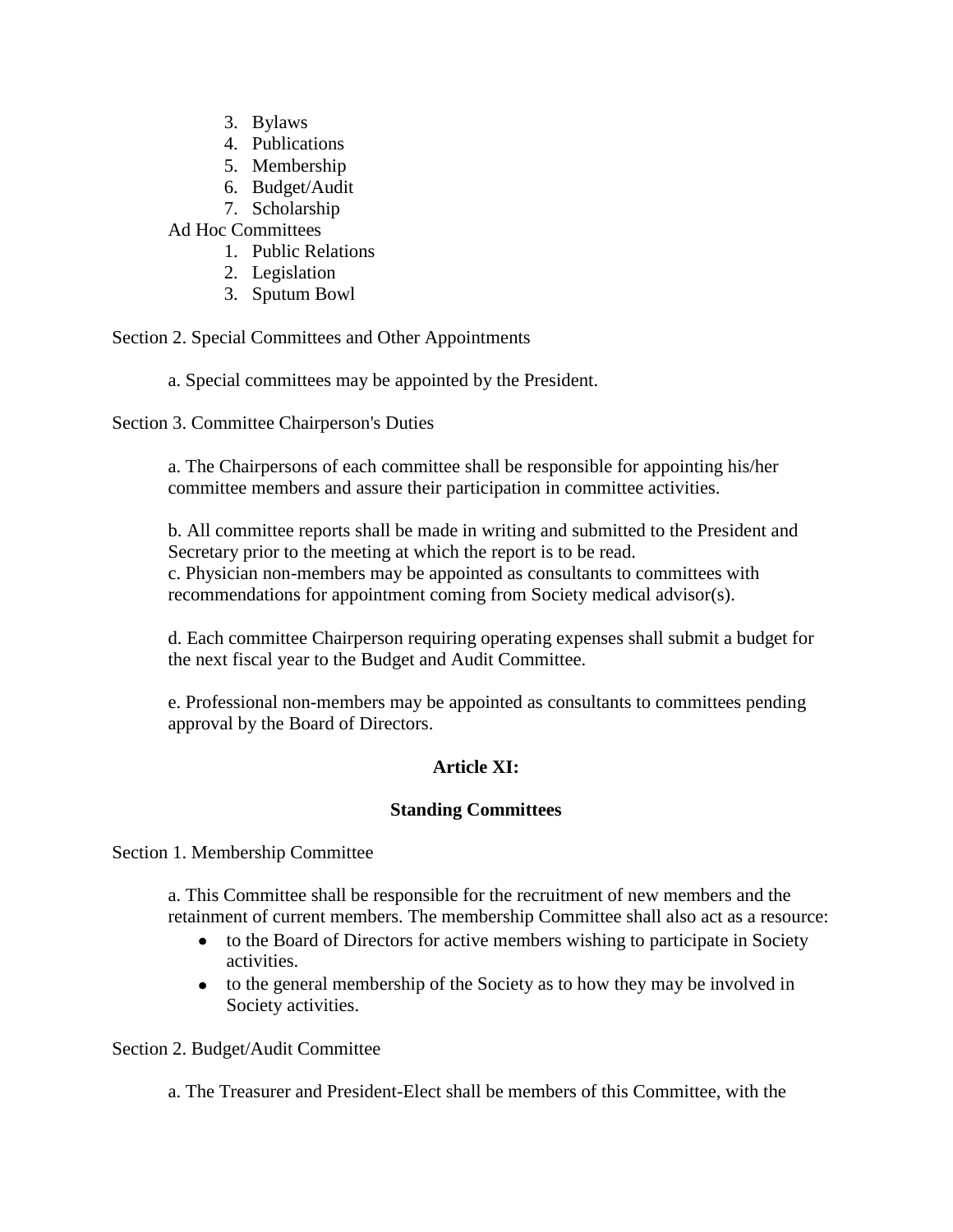3. Bylaws
4. Publications
5. Membership
6. Budget/Audit
7. Scholarship

Ad Hoc Committees

1. Public Relations
2. Legislation
3. Sputum Bowl

Section 2. Special Committees and Other Appointments

a. Special committees may be appointed by the President.

Section 3. Committee Chairperson's Duties

a. The Chairpersons of each committee shall be responsible for appointing his/her committee members and assure their participation in committee activities.

b. All committee reports shall be made in writing and submitted to the President and Secretary prior to the meeting at which the report is to be read.
c. Physician non-members may be appointed as consultants to committees with recommendations for appointment coming from Society medical advisor(s).

d. Each committee Chairperson requiring operating expenses shall submit a budget for the next fiscal year to the Budget and Audit Committee.

e. Professional non-members may be appointed as consultants to committees pending approval by the Board of Directors.

## Article XI:

## Standing Committees

Section 1. Membership Committee

a. This Committee shall be responsible for the recruitment of new members and the retainment of current members. The membership Committee shall also act as a resource:

- to the Board of Directors for active members wishing to participate in Society activities.
- to the general membership of the Society as to how they may be involved in Society activities.

Section 2. Budget/Audit Committee

a. The Treasurer and President-Elect shall be members of this Committee, with the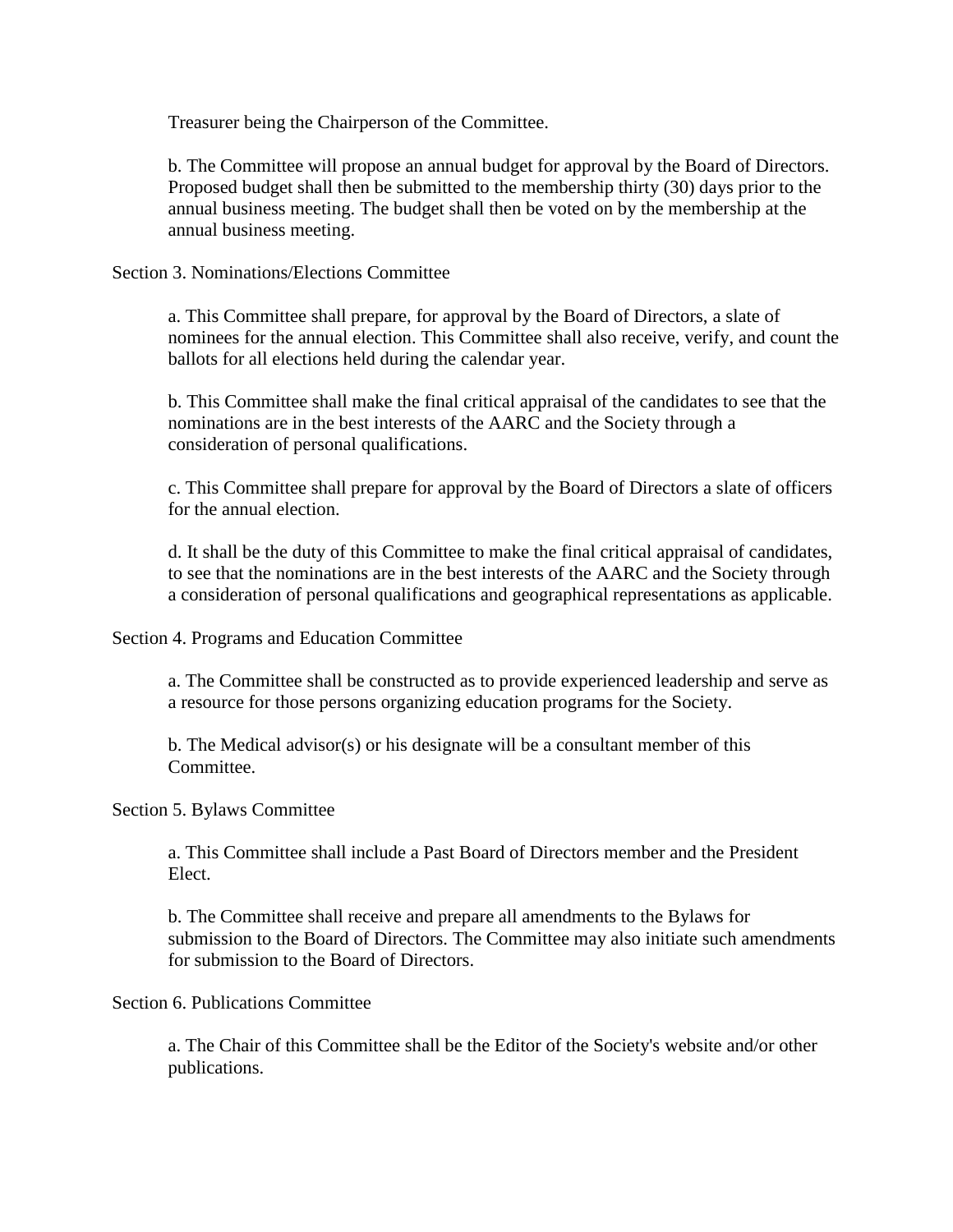Treasurer being the Chairperson of the Committee.

b. The Committee will propose an annual budget for approval by the Board of Directors. Proposed budget shall then be submitted to the membership thirty (30) days prior to the annual business meeting. The budget shall then be voted on by the membership at the annual business meeting.

Section 3. Nominations/Elections Committee

a. This Committee shall prepare, for approval by the Board of Directors, a slate of nominees for the annual election. This Committee shall also receive, verify, and count the ballots for all elections held during the calendar year.

b. This Committee shall make the final critical appraisal of the candidates to see that the nominations are in the best interests of the AARC and the Society through a consideration of personal qualifications.

c. This Committee shall prepare for approval by the Board of Directors a slate of officers for the annual election.

d. It shall be the duty of this Committee to make the final critical appraisal of candidates, to see that the nominations are in the best interests of the AARC and the Society through a consideration of personal qualifications and geographical representations as applicable.

Section 4. Programs and Education Committee

a. The Committee shall be constructed as to provide experienced leadership and serve as a resource for those persons organizing education programs for the Society.

b. The Medical advisor(s) or his designate will be a consultant member of this Committee.

Section 5. Bylaws Committee

a. This Committee shall include a Past Board of Directors member and the President Elect.

b. The Committee shall receive and prepare all amendments to the Bylaws for submission to the Board of Directors. The Committee may also initiate such amendments for submission to the Board of Directors.

Section 6. Publications Committee

a. The Chair of this Committee shall be the Editor of the Society's website and/or other publications.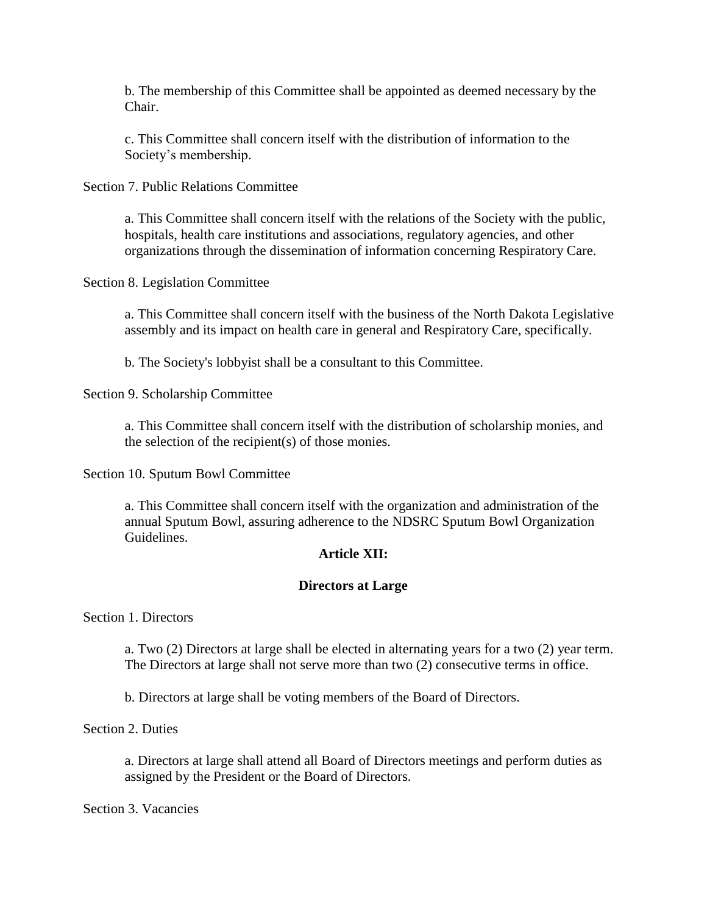b. The membership of this Committee shall be appointed as deemed necessary by the Chair.

c. This Committee shall concern itself with the distribution of information to the Society's membership.

Section 7. Public Relations Committee

a. This Committee shall concern itself with the relations of the Society with the public, hospitals, health care institutions and associations, regulatory agencies, and other organizations through the dissemination of information concerning Respiratory Care.

Section 8. Legislation Committee

a. This Committee shall concern itself with the business of the North Dakota Legislative assembly and its impact on health care in general and Respiratory Care, specifically.

b. The Society's lobbyist shall be a consultant to this Committee.

Section 9. Scholarship Committee

a. This Committee shall concern itself with the distribution of scholarship monies, and the selection of the recipient(s) of those monies.

Section 10. Sputum Bowl Committee

a. This Committee shall concern itself with the organization and administration of the annual Sputum Bowl, assuring adherence to the NDSRC Sputum Bowl Organization Guidelines.

## Article XII:

## Directors at Large

Section 1. Directors

a. Two (2) Directors at large shall be elected in alternating years for a two (2) year term. The Directors at large shall not serve more than two (2) consecutive terms in office.

b. Directors at large shall be voting members of the Board of Directors.

Section 2. Duties

a. Directors at large shall attend all Board of Directors meetings and perform duties as assigned by the President or the Board of Directors.

Section 3. Vacancies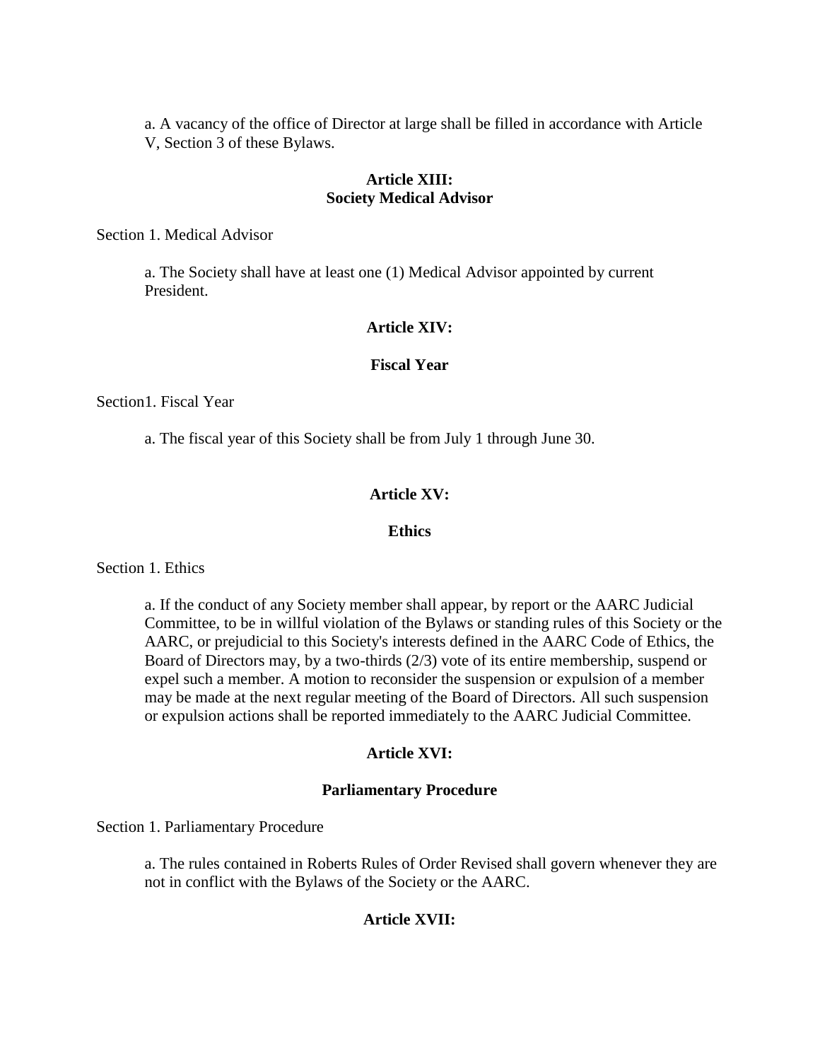a. A vacancy of the office of Director at large shall be filled in accordance with Article V, Section 3 of these Bylaws.

## Article XIII: Society Medical Advisor

Section 1. Medical Advisor

a. The Society shall have at least one (1) Medical Advisor appointed by current President.

## Article XIV:

## Fiscal Year

Section1. Fiscal Year

a. The fiscal year of this Society shall be from July 1 through June 30.

## Article XV:

## Ethics

Section 1. Ethics

a. If the conduct of any Society member shall appear, by report or the AARC Judicial Committee, to be in willful violation of the Bylaws or standing rules of this Society or the AARC, or prejudicial to this Society's interests defined in the AARC Code of Ethics, the Board of Directors may, by a two-thirds (2/3) vote of its entire membership, suspend or expel such a member. A motion to reconsider the suspension or expulsion of a member may be made at the next regular meeting of the Board of Directors. All such suspension or expulsion actions shall be reported immediately to the AARC Judicial Committee.

## Article XVI:

## Parliamentary Procedure

Section 1. Parliamentary Procedure

a. The rules contained in Roberts Rules of Order Revised shall govern whenever they are not in conflict with the Bylaws of the Society or the AARC.

## Article XVII: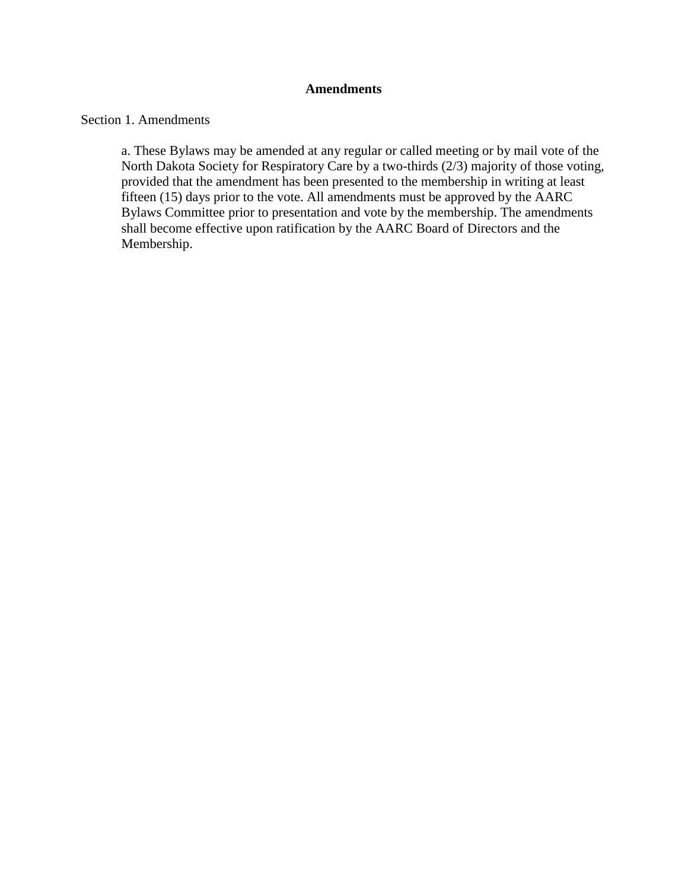## Amendments

Section 1. Amendments

a. These Bylaws may be amended at any regular or called meeting or by mail vote of the North Dakota Society for Respiratory Care by a two-thirds (2/3) majority of those voting, provided that the amendment has been presented to the membership in writing at least fifteen (15) days prior to the vote. All amendments must be approved by the AARC Bylaws Committee prior to presentation and vote by the membership. The amendments shall become effective upon ratification by the AARC Board of Directors and the Membership.